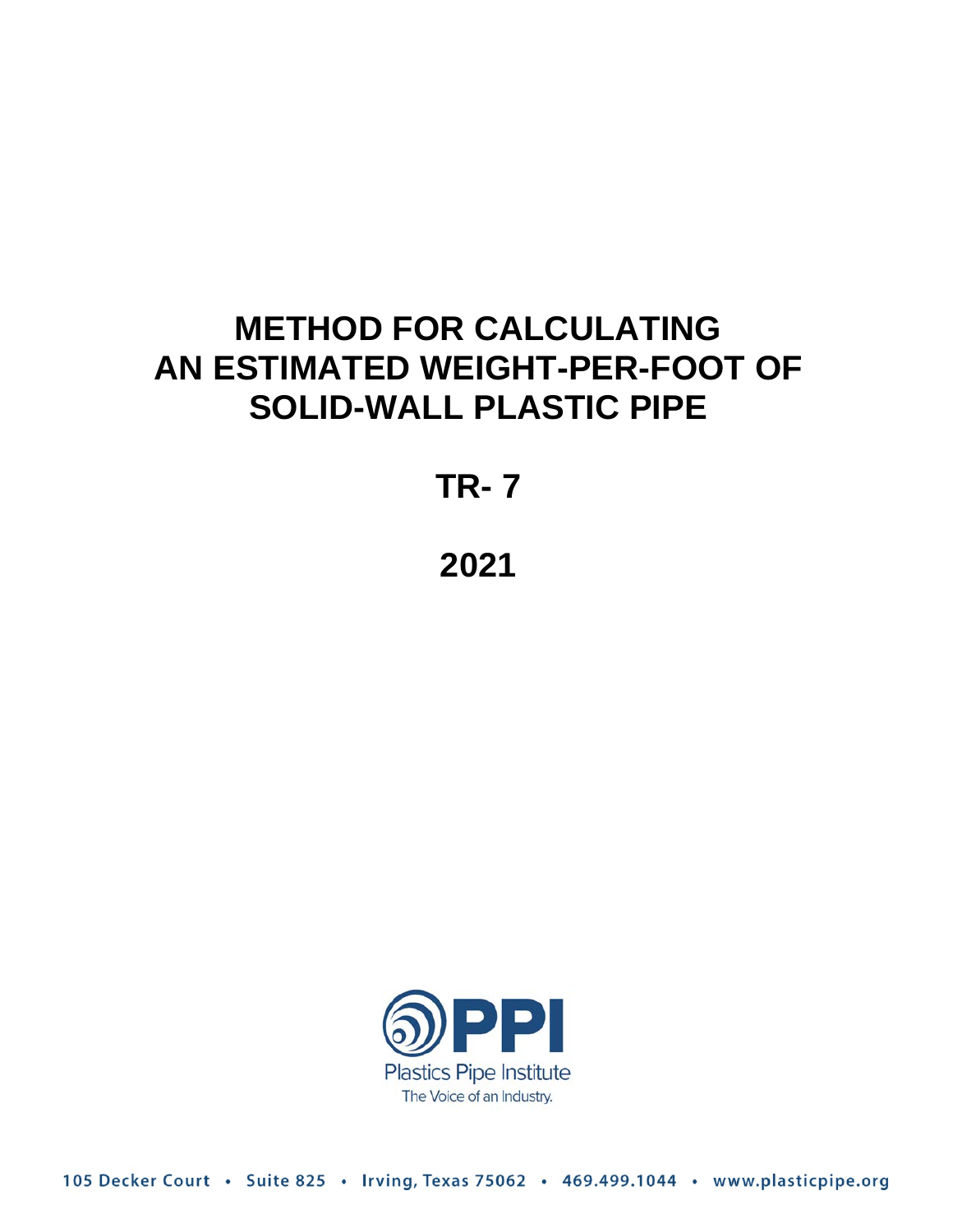# METHOD FOR CALCULATING AN ESTIMATED WEIGHT-PER-FOOT OF SOLID-WALL PLASTIC PIPE

## TR- 7

## 2021

PPI

Plastics Pipe Institute

The Voice of an Industry.

105 Decker Court • Suite 825 • Irving, Texas 75062 • 469.499.1044 • www.plasticpipe.org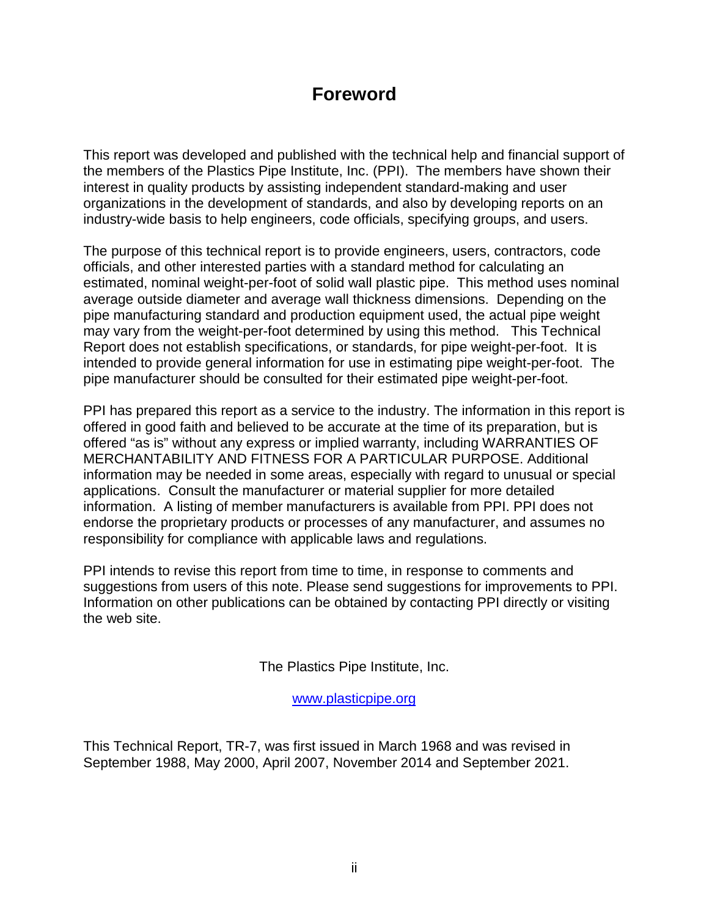# Foreword

This report was developed and published with the technical help and financial support of the members of the Plastics Pipe Institute, Inc. (PPI). The members have shown their interest in quality products by assisting independent standard-making and user organizations in the development of standards, and also by developing reports on an industry-wide basis to help engineers, code officials, specifying groups, and users.

The purpose of this technical report is to provide engineers, users, contractors, code officials, and other interested parties with a standard method for calculating an estimated, nominal weight-per-foot of solid wall plastic pipe. This method uses nominal average outside diameter and average wall thickness dimensions. Depending on the pipe manufacturing standard and production equipment used, the actual pipe weight may vary from the weight-per-foot determined by using this method. This Technical Report does not establish specifications, or standards, for pipe weight-per-foot. It is intended to provide general information for use in estimating pipe weight-per-foot. The pipe manufacturer should be consulted for their estimated pipe weight-per-foot.

PPI has prepared this report as a service to the industry. The information in this report is offered in good faith and believed to be accurate at the time of its preparation, but is offered "as is" without any express or implied warranty, including WARRANTIES OF MERCHANTABILITY AND FITNESS FOR A PARTICULAR PURPOSE. Additional information may be needed in some areas, especially with regard to unusual or special applications. Consult the manufacturer or material supplier for more detailed information. A listing of member manufacturers is available from PPI. PPI does not endorse the proprietary products or processes of any manufacturer, and assumes no responsibility for compliance with applicable laws and regulations.

PPI intends to revise this report from time to time, in response to comments and suggestions from users of this note. Please send suggestions for improvements to PPI. Information on other publications can be obtained by contacting PPI directly or visiting the web site.

The Plastics Pipe Institute, Inc.

[www.plasticpipe.org](http://www.plasticpipe.org)

This Technical Report, TR-7, was first issued in March 1968 and was revised in September 1988, May 2000, April 2007, November 2014 and September 2021.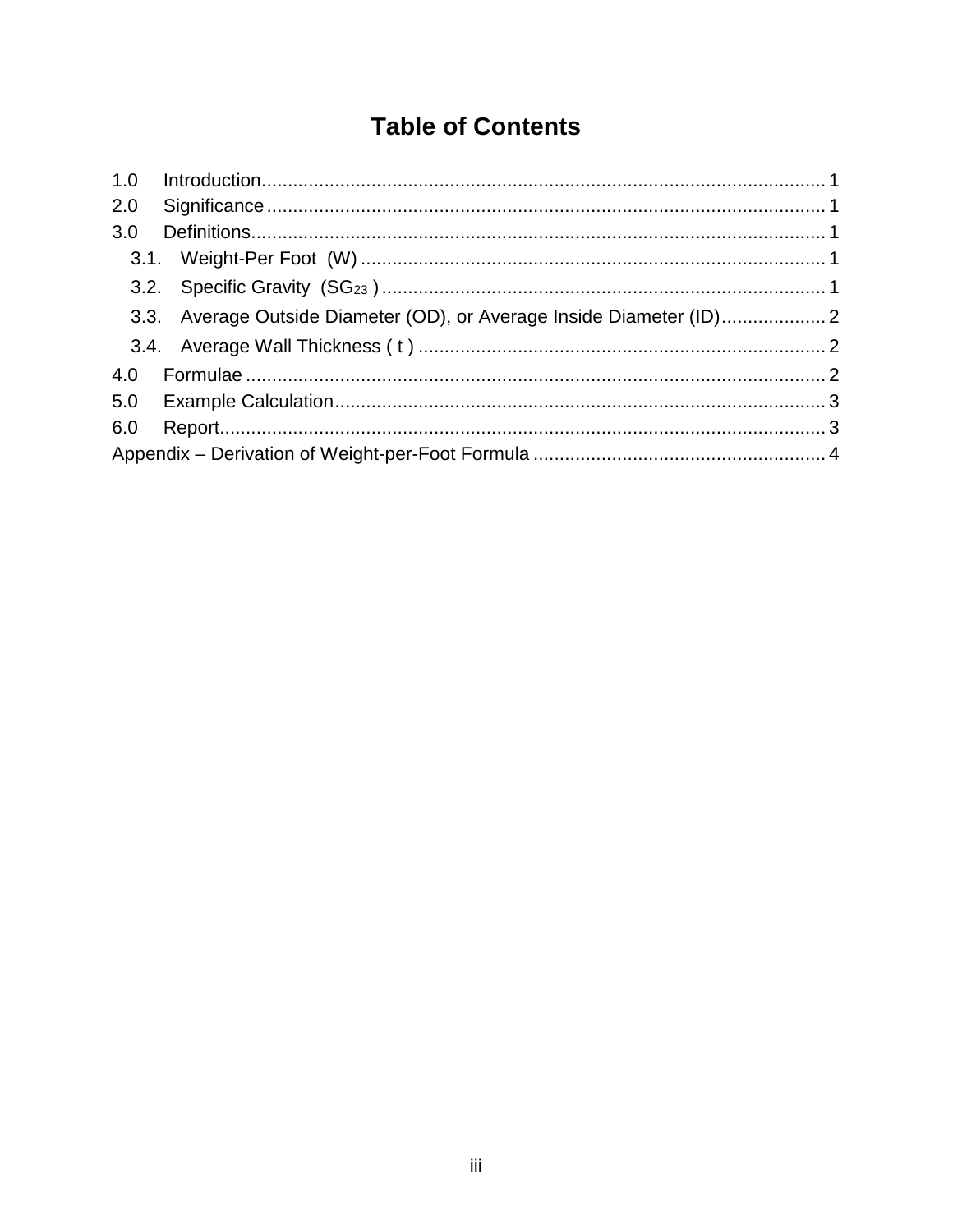# Table of Contents

1.0 Introduction ........ 1
2.0 Significance ........ 1
3.0 Definitions ........ 1
- 3.1. Weight-Per Foot (W) ........ 1
- 3.2. Specific Gravity ($SG_{23}$) ........ 1
- 3.3. Average Outside Diameter (OD), or Average Inside Diameter (ID) ........ 2
- 3.4. Average Wall Thickness ( t ) ........ 2

4.0 Formulae ........ 2
5.0 Example Calculation ........ 3
6.0 Report ........ 3
Appendix – Derivation of Weight-per-Foot Formula ........ 4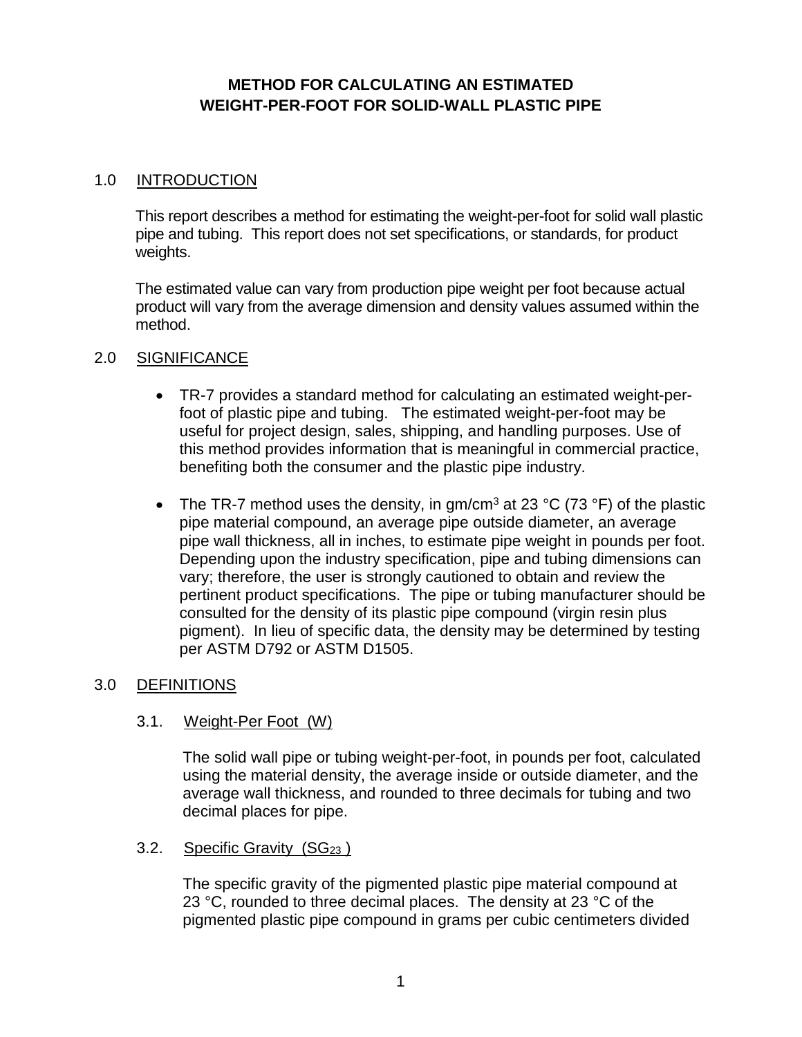# METHOD FOR CALCULATING AN ESTIMATED WEIGHT-PER-FOOT FOR SOLID-WALL PLASTIC PIPE

## 1.0 INTRODUCTION

This report describes a method for estimating the weight-per-foot for solid wall plastic pipe and tubing. This report does not set specifications, or standards, for product weights.

The estimated value can vary from production pipe weight per foot because actual product will vary from the average dimension and density values assumed within the method.

## 2.0 SIGNIFICANCE

- TR-7 provides a standard method for calculating an estimated weight-per-foot of plastic pipe and tubing. The estimated weight-per-foot may be useful for project design, sales, shipping, and handling purposes. Use of this method provides information that is meaningful in commercial practice, benefiting both the consumer and the plastic pipe industry.
- The TR-7 method uses the density, in gm/cm$^3$ at 23 °C (73 °F) of the plastic pipe material compound, an average pipe outside diameter, an average pipe wall thickness, all in inches, to estimate pipe weight in pounds per foot. Depending upon the industry specification, pipe and tubing dimensions can vary; therefore, the user is strongly cautioned to obtain and review the pertinent product specifications. The pipe or tubing manufacturer should be consulted for the density of its plastic pipe compound (virgin resin plus pigment). In lieu of specific data, the density may be determined by testing per ASTM D792 or ASTM D1505.

## 3.0 DEFINITIONS

### 3.1. Weight-Per Foot (W)

The solid wall pipe or tubing weight-per-foot, in pounds per foot, calculated using the material density, the average inside or outside diameter, and the average wall thickness, and rounded to three decimals for tubing and two decimal places for pipe.

### 3.2. Specific Gravity ($SG_{23}$)

The specific gravity of the pigmented plastic pipe material compound at 23 °C, rounded to three decimal places. The density at 23 °C of the pigmented plastic pipe compound in grams per cubic centimeters divided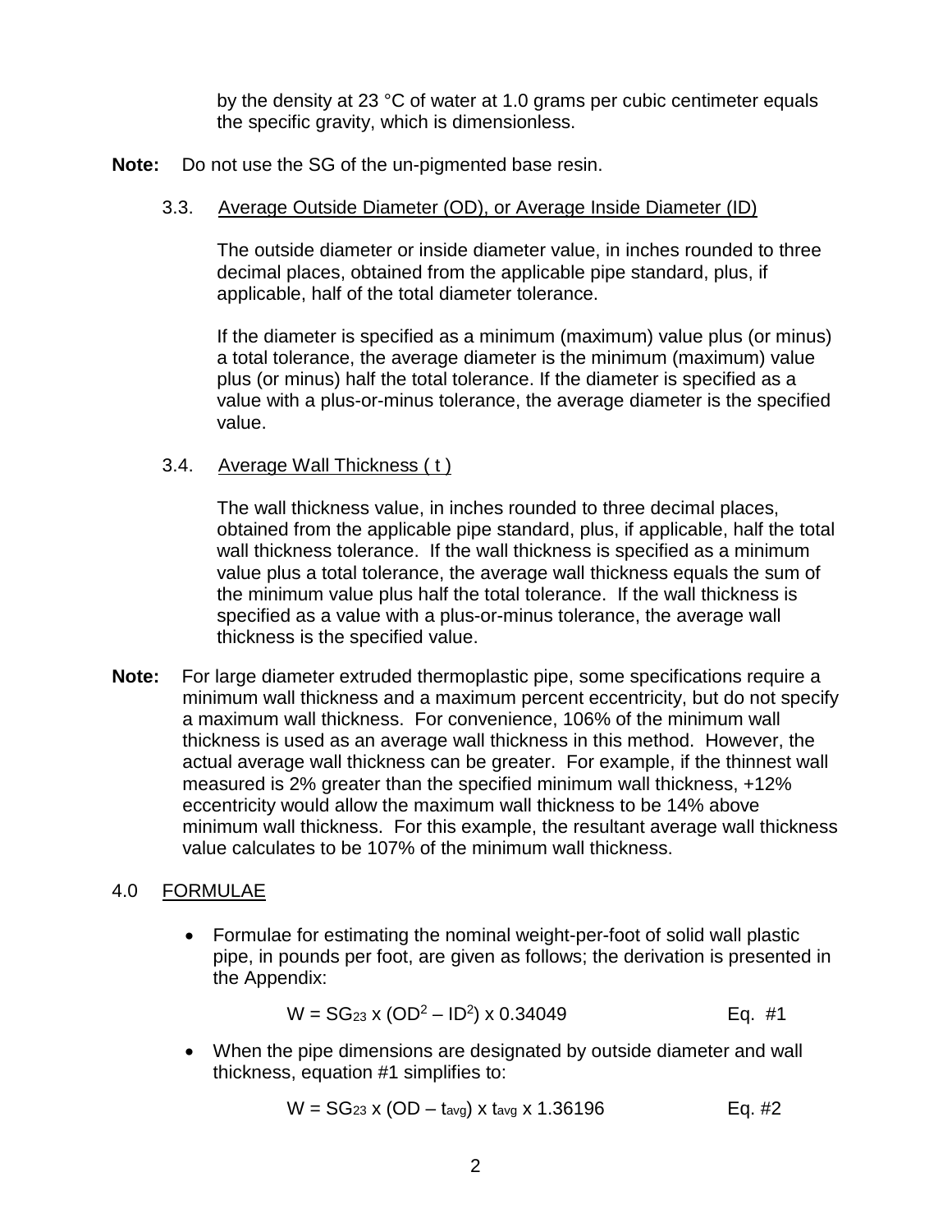by the density at 23 °C of water at 1.0 grams per cubic centimeter equals the specific gravity, which is dimensionless.

**Note:** Do not use the SG of the un-pigmented base resin.

### 3.3. Average Outside Diameter (OD), or Average Inside Diameter (ID)

The outside diameter or inside diameter value, in inches rounded to three decimal places, obtained from the applicable pipe standard, plus, if applicable, half of the total diameter tolerance.

If the diameter is specified as a minimum (maximum) value plus (or minus) a total tolerance, the average diameter is the minimum (maximum) value plus (or minus) half the total tolerance. If the diameter is specified as a value with a plus-or-minus tolerance, the average diameter is the specified value.

### 3.4. Average Wall Thickness ( t )

The wall thickness value, in inches rounded to three decimal places, obtained from the applicable pipe standard, plus, if applicable, half the total wall thickness tolerance. If the wall thickness is specified as a minimum value plus a total tolerance, the average wall thickness equals the sum of the minimum value plus half the total tolerance. If the wall thickness is specified as a value with a plus-or-minus tolerance, the average wall thickness is the specified value.

**Note:** For large diameter extruded thermoplastic pipe, some specifications require a minimum wall thickness and a maximum percent eccentricity, but do not specify a maximum wall thickness. For convenience, 106% of the minimum wall thickness is used as an average wall thickness in this method. However, the actual average wall thickness can be greater. For example, if the thinnest wall measured is 2% greater than the specified minimum wall thickness, +12% eccentricity would allow the maximum wall thickness to be 14% above minimum wall thickness. For this example, the resultant average wall thickness value calculates to be 107% of the minimum wall thickness.

## 4.0 FORMULAE

- Formulae for estimating the nominal weight-per-foot of solid wall plastic pipe, in pounds per foot, are given as follows; the derivation is presented in the Appendix:

$$W = SG_{23} \times (OD^2 - ID^2) \times 0.34049 \qquad \text{Eq. \#1}$$

- When the pipe dimensions are designated by outside diameter and wall thickness, equation #1 simplifies to:

$$W = SG_{23} \times (OD - t_{avg}) \times t_{avg} \times 1.36196 \qquad \text{Eq. \#2}$$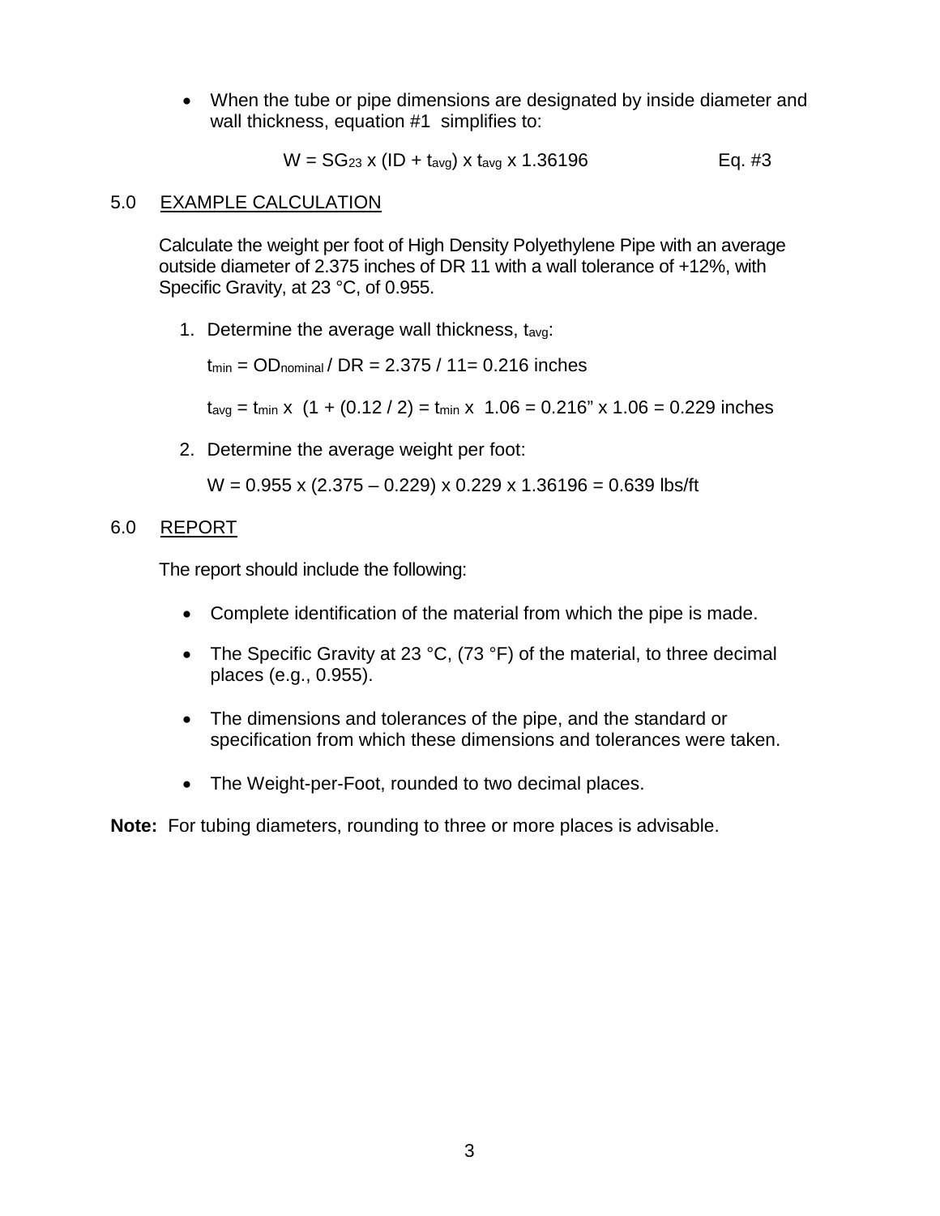- When the tube or pipe dimensions are designated by inside diameter and wall thickness, equation #1 simplifies to:

$$W = SG_{23} \times (ID + t_{avg}) \times t_{avg} \times 1.36196 \qquad \text{Eq. \#3}$$

## 5.0 EXAMPLE CALCULATION

Calculate the weight per foot of High Density Polyethylene Pipe with an average outside diameter of 2.375 inches of DR 11 with a wall tolerance of +12%, with Specific Gravity, at 23 °C, of 0.955.

1. Determine the average wall thickness, $t_{avg}$:

   $t_{min} = OD_{nominal} / DR = 2.375 / 11 = 0.216$ inches

   $t_{avg} = t_{min} \times (1 + (0.12 / 2) = t_{min} \times 1.06 = 0.216'' \times 1.06 = 0.229$ inches

2. Determine the average weight per foot:

   $W = 0.955 \times (2.375 – 0.229) \times 0.229 \times 1.36196 = 0.639$ lbs/ft

## 6.0 REPORT

The report should include the following:

- Complete identification of the material from which the pipe is made.
- The Specific Gravity at 23 °C, (73 °F) of the material, to three decimal places (e.g., 0.955).
- The dimensions and tolerances of the pipe, and the standard or specification from which these dimensions and tolerances were taken.
- The Weight-per-Foot, rounded to two decimal places.

**Note:** For tubing diameters, rounding to three or more places is advisable.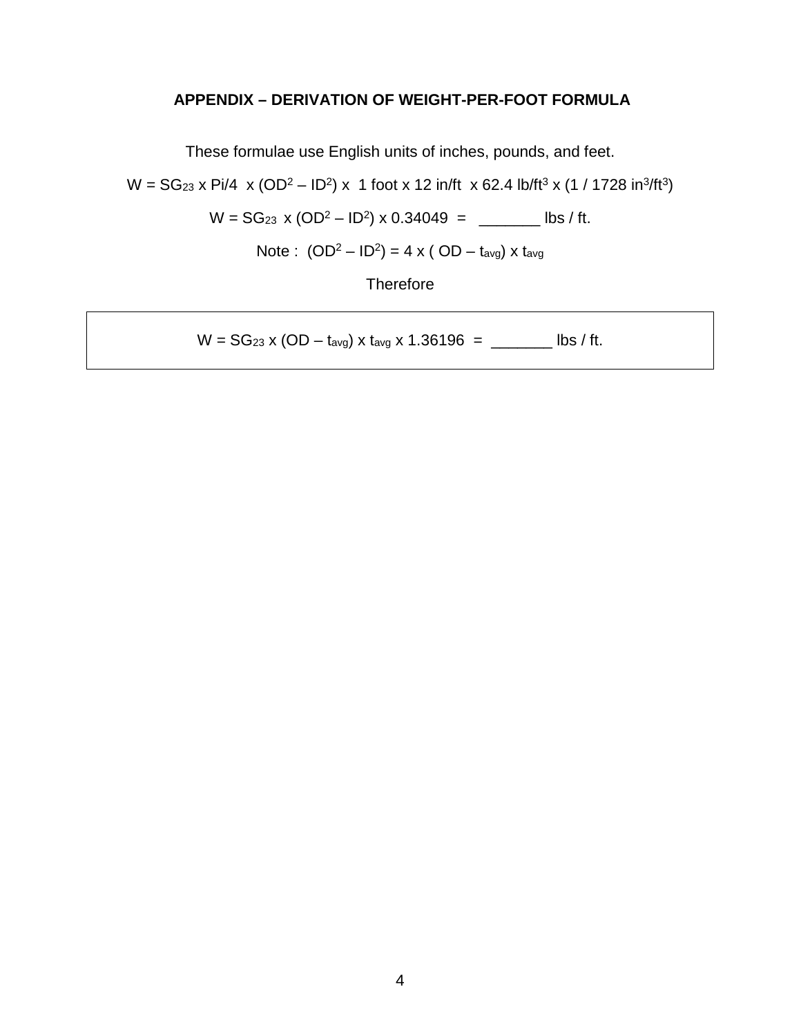## APPENDIX – DERIVATION OF WEIGHT-PER-FOOT FORMULA

These formulae use English units of inches, pounds, and feet.

$$W = SG_{23} \times Pi/4 \times (OD^2 - ID^2) \times 1 \text{ foot} \times 12 \text{ in/ft} \times 62.4 \text{ lb/ft}^3 \times (1 / 1728 \text{ in}^3/\text{ft}^3)$$

$$W = SG_{23} \times (OD^2 - ID^2) \times 0.34049 = \_\_\_\_\_\_\_ \text{ lbs / ft.}$$

Note : $(OD^2 - ID^2) = 4 \times (OD - t_{avg}) \times t_{avg}$

Therefore

$$W = SG_{23} \times (OD - t_{avg}) \times t_{avg} \times 1.36196 = \_\_\_\_\_\_\_ \text{ lbs / ft.}$$